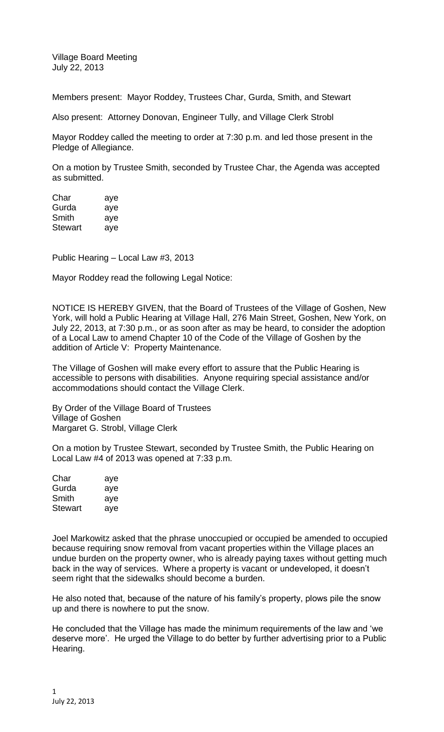Village Board Meeting
July 22, 2013

Members present: Mayor Roddey, Trustees Char, Gurda, Smith, and Stewart

Also present: Attorney Donovan, Engineer Tully, and Village Clerk Strobl

Mayor Roddey called the meeting to order at 7:30 p.m. and led those present in the Pledge of Allegiance.

On a motion by Trustee Smith, seconded by Trustee Char, the Agenda was accepted as submitted.

| | |
|---|---|
| Char | aye |
| Gurda | aye |
| Smith | aye |
| Stewart | aye |

Public Hearing – Local Law #3, 2013

Mayor Roddey read the following Legal Notice:

NOTICE IS HEREBY GIVEN, that the Board of Trustees of the Village of Goshen, New York, will hold a Public Hearing at Village Hall, 276 Main Street, Goshen, New York, on July 22, 2013, at 7:30 p.m., or as soon after as may be heard, to consider the adoption of a Local Law to amend Chapter 10 of the Code of the Village of Goshen by the addition of Article V: Property Maintenance.

The Village of Goshen will make every effort to assure that the Public Hearing is accessible to persons with disabilities. Anyone requiring special assistance and/or accommodations should contact the Village Clerk.

By Order of the Village Board of Trustees
Village of Goshen
Margaret G. Strobl, Village Clerk

On a motion by Trustee Stewart, seconded by Trustee Smith, the Public Hearing on Local Law #4 of 2013 was opened at 7:33 p.m.

| | |
|---|---|
| Char | aye |
| Gurda | aye |
| Smith | aye |
| Stewart | aye |

Joel Markowitz asked that the phrase unoccupied or occupied be amended to occupied because requiring snow removal from vacant properties within the Village places an undue burden on the property owner, who is already paying taxes without getting much back in the way of services. Where a property is vacant or undeveloped, it doesn't seem right that the sidewalks should become a burden.

He also noted that, because of the nature of his family's property, plows pile the snow up and there is nowhere to put the snow.

He concluded that the Village has made the minimum requirements of the law and 'we deserve more'. He urged the Village to do better by further advertising prior to a Public Hearing.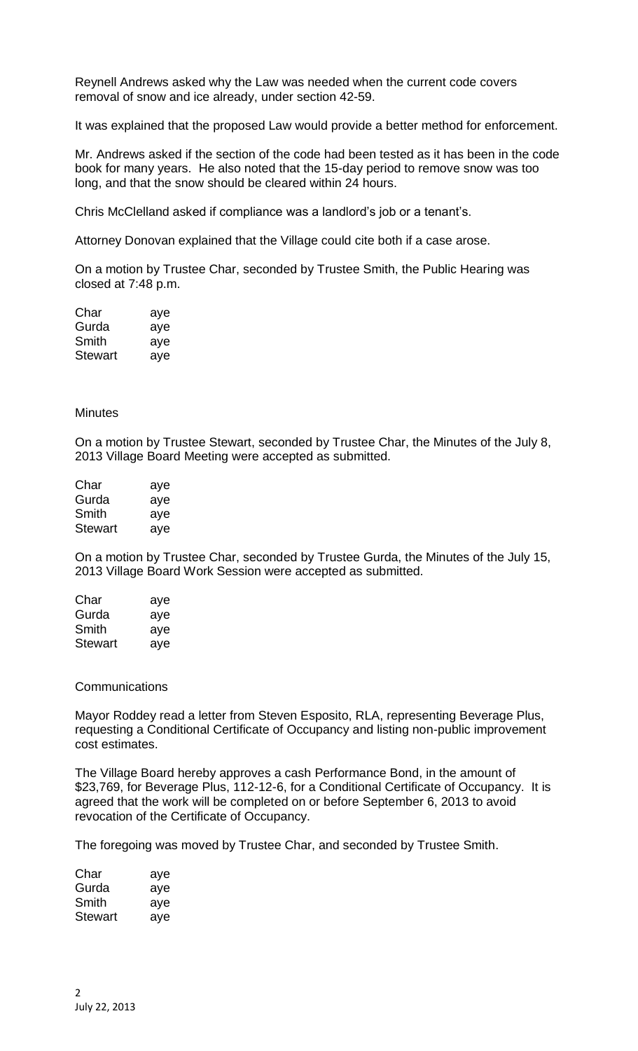Reynell Andrews asked why the Law was needed when the current code covers removal of snow and ice already, under section 42-59.

It was explained that the proposed Law would provide a better method for enforcement.

Mr. Andrews asked if the section of the code had been tested as it has been in the code book for many years. He also noted that the 15-day period to remove snow was too long, and that the snow should be cleared within 24 hours.

Chris McClelland asked if compliance was a landlord's job or a tenant's.

Attorney Donovan explained that the Village could cite both if a case arose.

On a motion by Trustee Char, seconded by Trustee Smith, the Public Hearing was closed at 7:48 p.m.

| | |
|---|---|
| Char | aye |
| Gurda | aye |
| Smith | aye |
| Stewart | aye |

Minutes

On a motion by Trustee Stewart, seconded by Trustee Char, the Minutes of the July 8, 2013 Village Board Meeting were accepted as submitted.

| | |
|---|---|
| Char | aye |
| Gurda | aye |
| Smith | aye |
| Stewart | aye |

On a motion by Trustee Char, seconded by Trustee Gurda, the Minutes of the July 15, 2013 Village Board Work Session were accepted as submitted.

| | |
|---|---|
| Char | aye |
| Gurda | aye |
| Smith | aye |
| Stewart | aye |

Communications

Mayor Roddey read a letter from Steven Esposito, RLA, representing Beverage Plus, requesting a Conditional Certificate of Occupancy and listing non-public improvement cost estimates.

The Village Board hereby approves a cash Performance Bond, in the amount of $23,769, for Beverage Plus, 112-12-6, for a Conditional Certificate of Occupancy. It is agreed that the work will be completed on or before September 6, 2013 to avoid revocation of the Certificate of Occupancy.

The foregoing was moved by Trustee Char, and seconded by Trustee Smith.

| | |
|---|---|
| Char | aye |
| Gurda | aye |
| Smith | aye |
| Stewart | aye |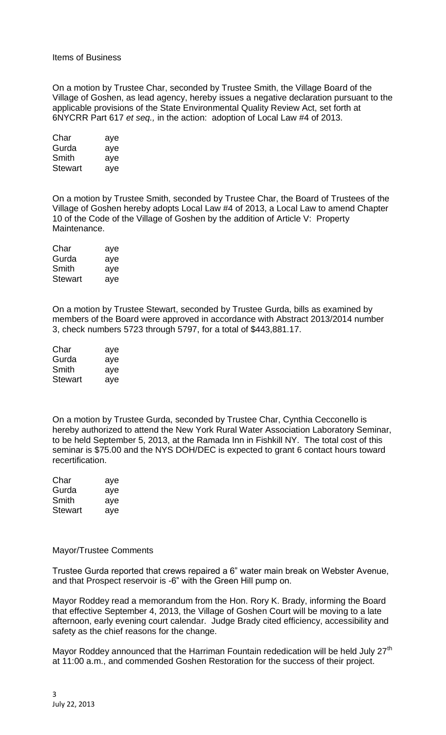Items of Business

On a motion by Trustee Char, seconded by Trustee Smith, the Village Board of the Village of Goshen, as lead agency, hereby issues a negative declaration pursuant to the applicable provisions of the State Environmental Quality Review Act, set forth at 6NYCRR Part 617 *et seq.,* in the action: adoption of Local Law #4 of 2013.

| | |
|---|---|
| Char | aye |
| Gurda | aye |
| Smith | aye |
| Stewart | aye |

On a motion by Trustee Smith, seconded by Trustee Char, the Board of Trustees of the Village of Goshen hereby adopts Local Law #4 of 2013, a Local Law to amend Chapter 10 of the Code of the Village of Goshen by the addition of Article V: Property Maintenance.

| | |
|---|---|
| Char | aye |
| Gurda | aye |
| Smith | aye |
| Stewart | aye |

On a motion by Trustee Stewart, seconded by Trustee Gurda, bills as examined by members of the Board were approved in accordance with Abstract 2013/2014 number 3, check numbers 5723 through 5797, for a total of $443,881.17.

| | |
|---|---|
| Char | aye |
| Gurda | aye |
| Smith | aye |
| Stewart | aye |

On a motion by Trustee Gurda, seconded by Trustee Char, Cynthia Cecconello is hereby authorized to attend the New York Rural Water Association Laboratory Seminar, to be held September 5, 2013, at the Ramada Inn in Fishkill NY. The total cost of this seminar is $75.00 and the NYS DOH/DEC is expected to grant 6 contact hours toward recertification.

| | |
|---|---|
| Char | aye |
| Gurda | aye |
| Smith | aye |
| Stewart | aye |

Mayor/Trustee Comments

Trustee Gurda reported that crews repaired a 6" water main break on Webster Avenue, and that Prospect reservoir is -6" with the Green Hill pump on.

Mayor Roddey read a memorandum from the Hon. Rory K. Brady, informing the Board that effective September 4, 2013, the Village of Goshen Court will be moving to a late afternoon, early evening court calendar. Judge Brady cited efficiency, accessibility and safety as the chief reasons for the change.

Mayor Roddey announced that the Harriman Fountain rededication will be held July 27th at 11:00 a.m., and commended Goshen Restoration for the success of their project.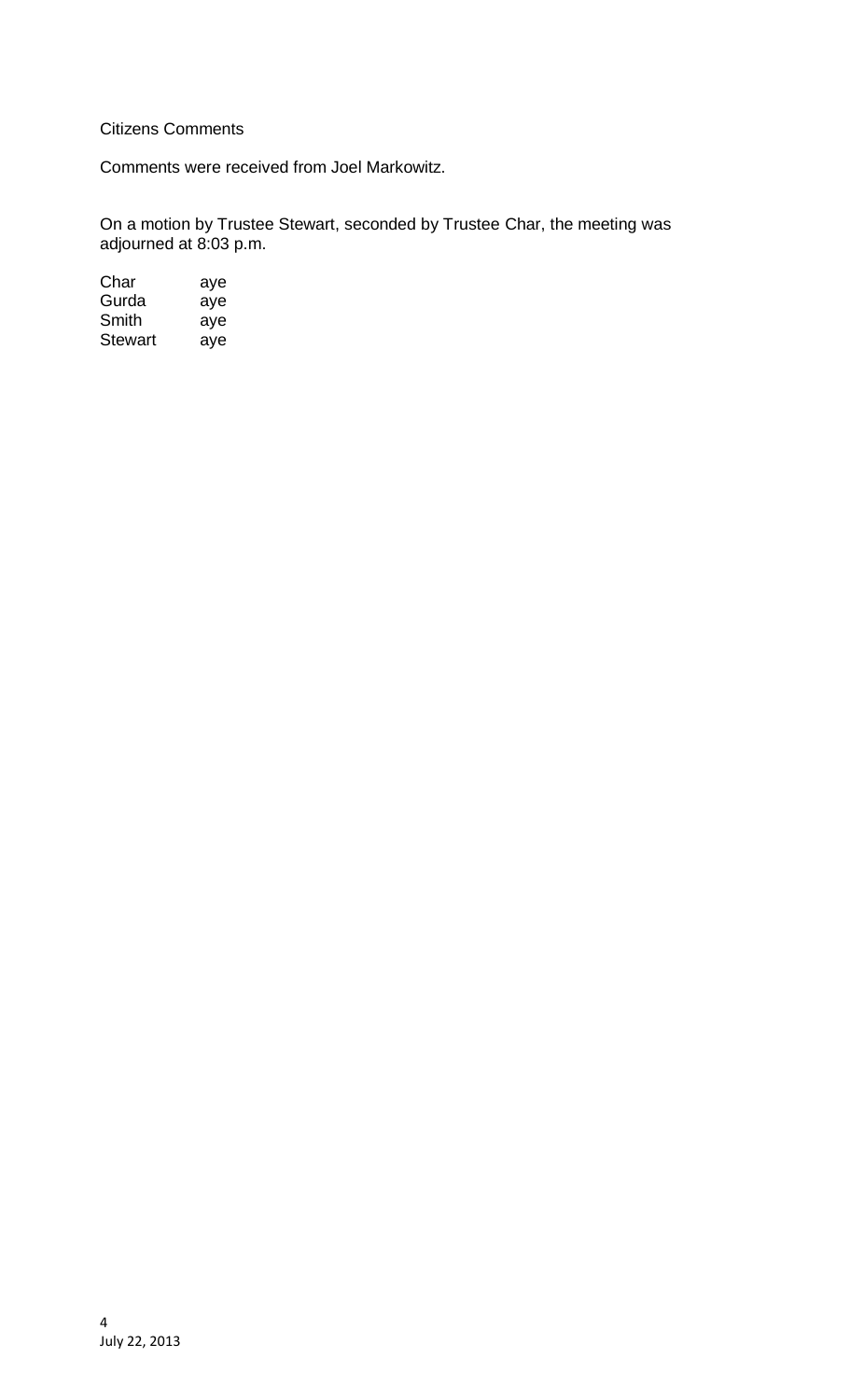Citizens Comments

Comments were received from Joel Markowitz.

On a motion by Trustee Stewart, seconded by Trustee Char, the meeting was adjourned at 8:03 p.m.

| | |
|---|---|
| Char | aye |
| Gurda | aye |
| Smith | aye |
| Stewart | aye |